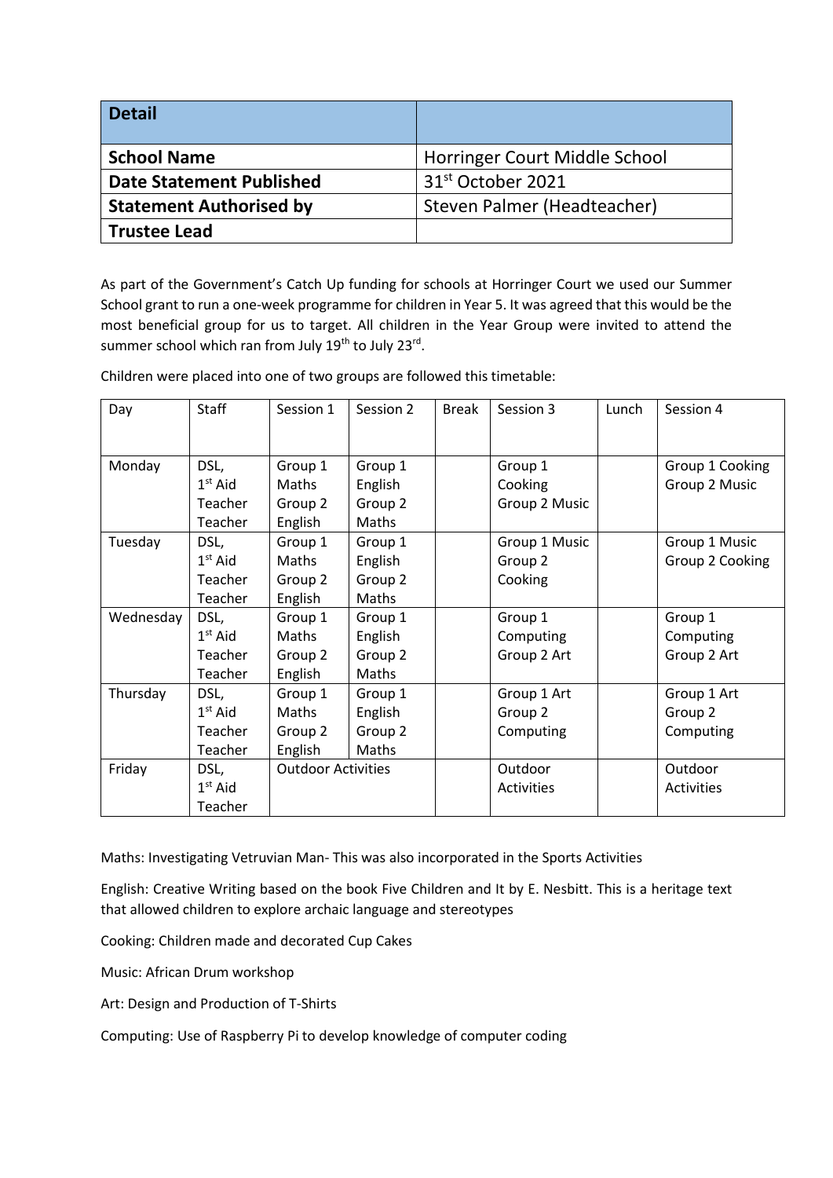| **Detail** | |
|---|---|
| **School Name** | Horringer Court Middle School |
| **Date Statement Published** | 31st October 2021 |
| **Statement Authorised by** | Steven Palmer (Headteacher) |
| **Trustee Lead** | |

As part of the Government's Catch Up funding for schools at Horringer Court we used our Summer School grant to run a one-week programme for children in Year 5. It was agreed that this would be the most beneficial group for us to target. All children in the Year Group were invited to attend the summer school which ran from July 19th to July 23rd.

Children were placed into one of two groups are followed this timetable:

| Day | Staff | Session 1 | Session 2 | Break | Session 3 | Lunch | Session 4 |
|---|---|---|---|---|---|---|---|
| Monday | DSL, 1st Aid Teacher Teacher | Group 1 Maths Group 2 English | Group 1 English Group 2 Maths | | Group 1 Cooking Group 2 Music | | Group 1 Cooking Group 2 Music |
| Tuesday | DSL, 1st Aid Teacher Teacher | Group 1 Maths Group 2 English | Group 1 English Group 2 Maths | | Group 1 Music Group 2 Cooking | | Group 1 Music Group 2 Cooking |
| Wednesday | DSL, 1st Aid Teacher Teacher | Group 1 Maths Group 2 English | Group 1 English Group 2 Maths | | Group 1 Computing Group 2 Art | | Group 1 Computing Group 2 Art |
| Thursday | DSL, 1st Aid Teacher Teacher | Group 1 Maths Group 2 English | Group 1 English Group 2 Maths | | Group 1 Art Group 2 Computing | | Group 1 Art Group 2 Computing |
| Friday | DSL, 1st Aid Teacher | Outdoor Activities | | | Outdoor Activities | | Outdoor Activities |

Maths: Investigating Vetruvian Man- This was also incorporated in the Sports Activities

English: Creative Writing based on the book Five Children and It by E. Nesbitt. This is a heritage text that allowed children to explore archaic language and stereotypes

Cooking: Children made and decorated Cup Cakes

Music: African Drum workshop

Art: Design and Production of T-Shirts

Computing: Use of Raspberry Pi to develop knowledge of computer coding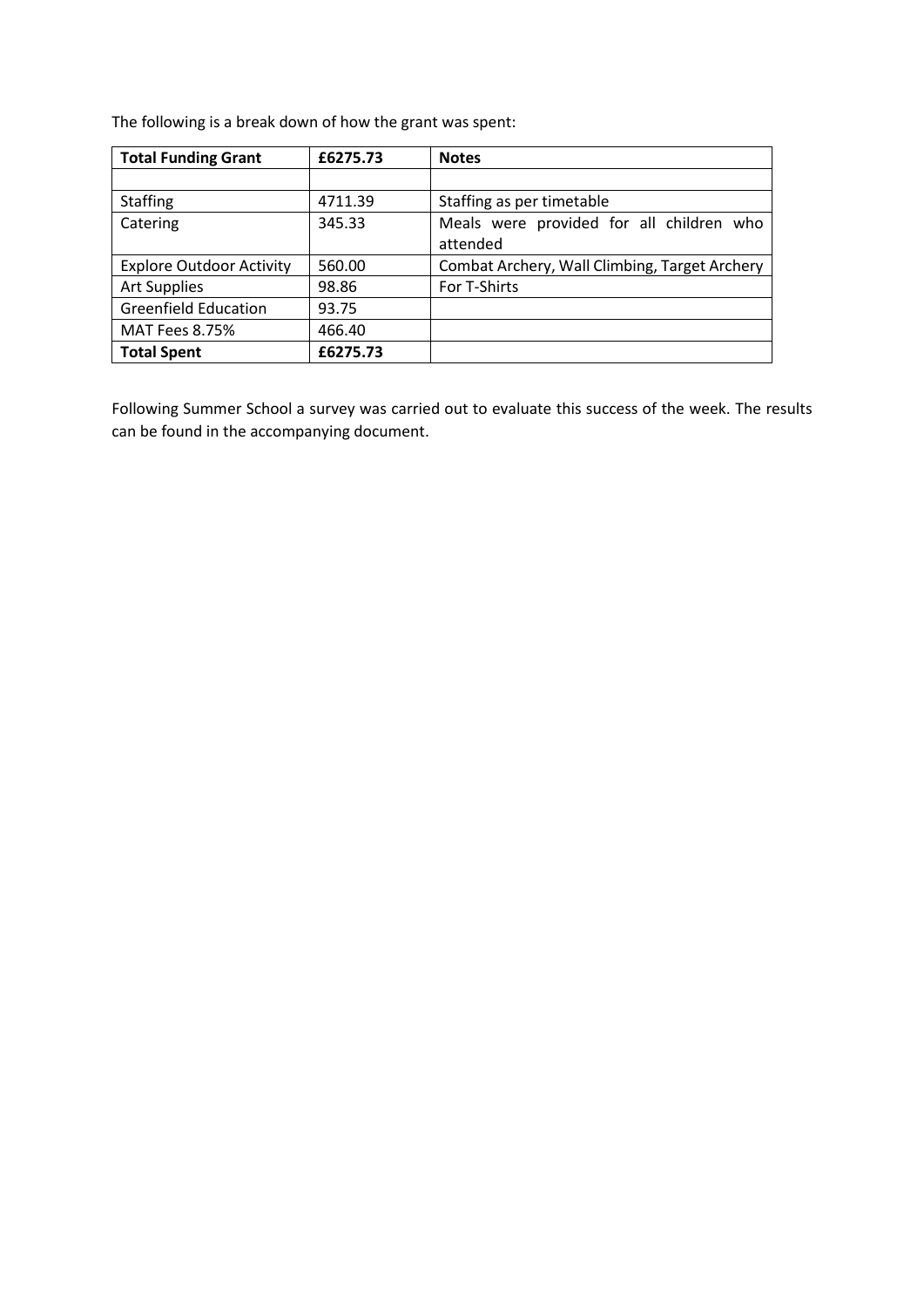The following is a break down of how the grant was spent:

| **Total Funding Grant** | **£6275.73** | **Notes** |
|---|---|---|
| | | |
| Staffing | 4711.39 | Staffing as per timetable |
| Catering | 345.33 | Meals were provided for all children who attended |
| Explore Outdoor Activity | 560.00 | Combat Archery, Wall Climbing, Target Archery |
| Art Supplies | 98.86 | For T-Shirts |
| Greenfield Education | 93.75 | |
| MAT Fees 8.75% | 466.40 | |
| **Total Spent** | **£6275.73** | |

Following Summer School a survey was carried out to evaluate this success of the week. The results can be found in the accompanying document.